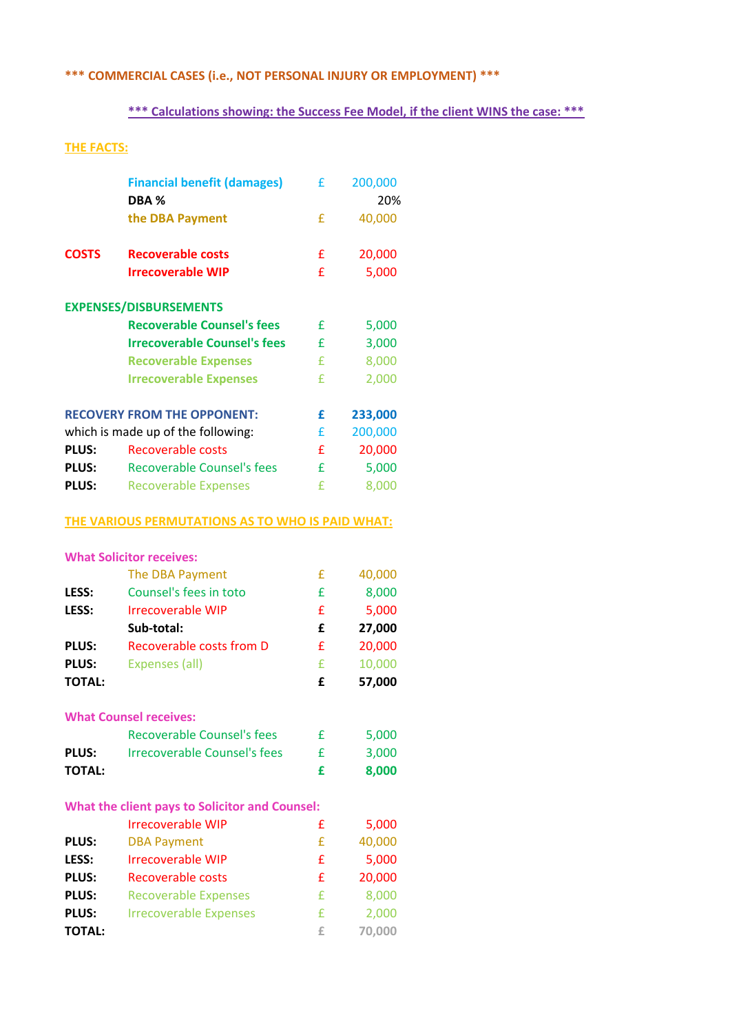**\*\*\* COMMERCIAL CASES (i.e., NOT PERSONAL INJURY OR EMPLOYMENT) \*\*\***

**\*\*\* Calculations showing: the Success Fee Model, if the client WINS the case: \*\*\***

**THE FACTS:**

| | | | |
|---|---|---|---|
| | **Financial benefit (damages)** | £ | 200,000 |
| | **DBA %** | | 20% |
| | **the DBA Payment** | £ | 40,000 |
| | | | |
| **COSTS** | **Recoverable costs** | £ | 20,000 |
| | **Irrecoverable WIP** | £ | 5,000 |
| | | | |
| **EXPENSES/DISBURSEMENTS** | | | |
| | **Recoverable Counsel's fees** | £ | 5,000 |
| | **Irrecoverable Counsel's fees** | £ | 3,000 |
| | **Recoverable Expenses** | £ | 8,000 |
| | **Irrecoverable Expenses** | £ | 2,000 |
| | | | |
| **RECOVERY FROM THE OPPONENT:** | | **£** | **233,000** |
| which is made up of the following: | | £ | 200,000 |
| **PLUS:** | Recoverable costs | £ | 20,000 |
| **PLUS:** | Recoverable Counsel's fees | £ | 5,000 |
| **PLUS:** | Recoverable Expenses | £ | 8,000 |

**THE VARIOUS PERMUTATIONS AS TO WHO IS PAID WHAT:**

**What Solicitor receives:**

| | | | |
|---|---|---|---|
| | The DBA Payment | £ | 40,000 |
| **LESS:** | Counsel's fees in toto | £ | 8,000 |
| **LESS:** | Irrecoverable WIP | £ | 5,000 |
| | **Sub-total:** | **£** | **27,000** |
| **PLUS:** | Recoverable costs from D | £ | 20,000 |
| **PLUS:** | Expenses (all) | £ | 10,000 |
| **TOTAL:** | | **£** | **57,000** |

**What Counsel receives:**

| | | | |
|---|---|---|---|
| | Recoverable Counsel's fees | £ | 5,000 |
| **PLUS:** | Irrecoverable Counsel's fees | £ | 3,000 |
| **TOTAL:** | | **£** | **8,000** |

**What the client pays to Solicitor and Counsel:**

| | | | |
|---|---|---|---|
| | Irrecoverable WIP | £ | 5,000 |
| **PLUS:** | DBA Payment | £ | 40,000 |
| **LESS:** | Irrecoverable WIP | £ | 5,000 |
| **PLUS:** | Recoverable costs | £ | 20,000 |
| **PLUS:** | Recoverable Expenses | £ | 8,000 |
| **PLUS:** | Irrecoverable Expenses | £ | 2,000 |
| **TOTAL:** | | £ | 70,000 |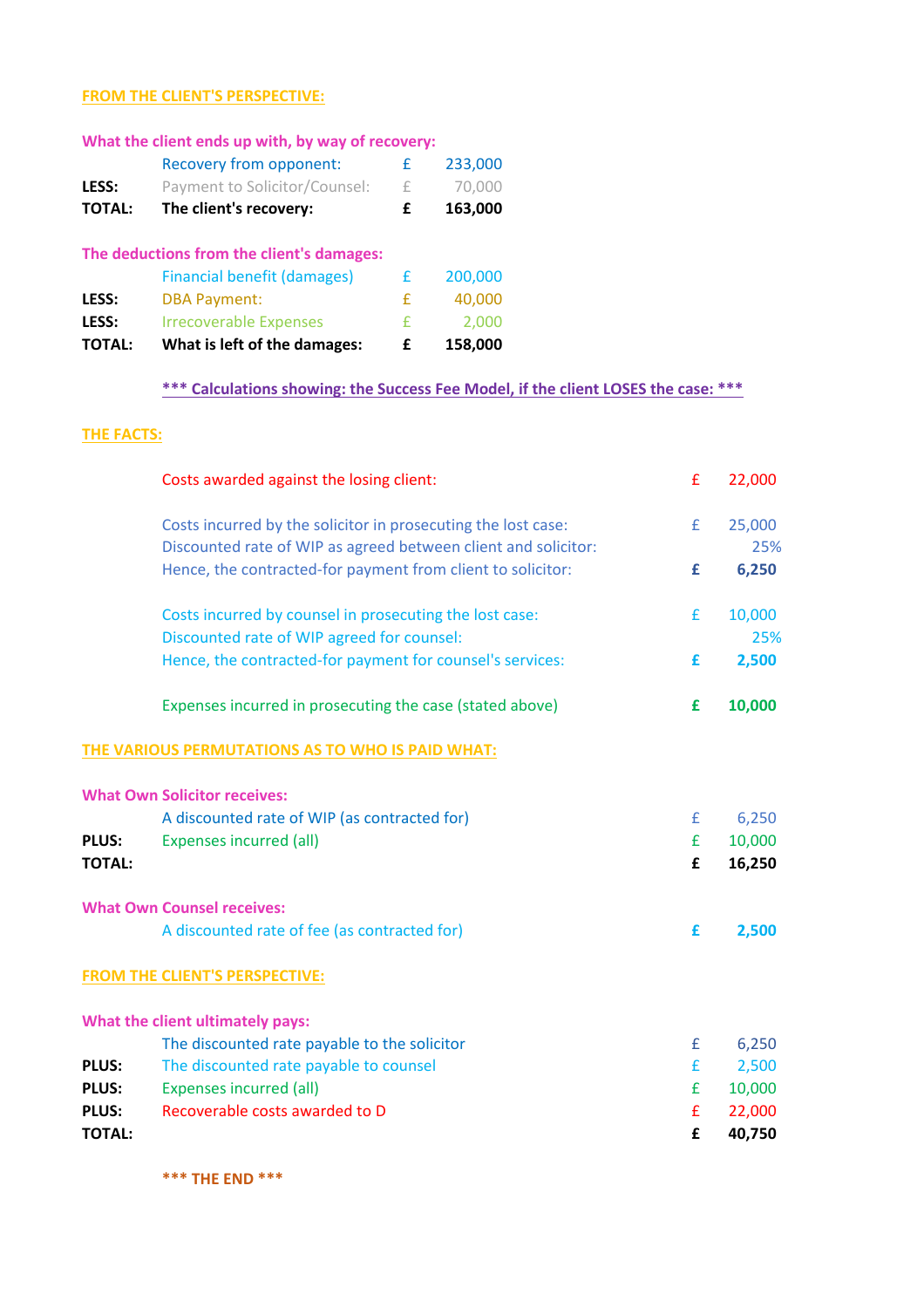**FROM THE CLIENT'S PERSPECTIVE:**

**What the client ends up with, by way of recovery:**

| | | | |
|---|---|---|---|
| | Recovery from opponent: | £ | 233,000 |
| **LESS:** | Payment to Solicitor/Counsel: | £ | 70,000 |
| **TOTAL:** | **The client's recovery:** | **£** | **163,000** |

**The deductions from the client's damages:**

| | | | |
|---|---|---|---|
| | Financial benefit (damages) | £ | 200,000 |
| **LESS:** | DBA Payment: | £ | 40,000 |
| **LESS:** | Irrecoverable Expenses | £ | 2,000 |
| **TOTAL:** | **What is left of the damages:** | **£** | **158,000** |

**\*\*\* Calculations showing: the Success Fee Model, if the client LOSES the case: \*\*\***

**THE FACTS:**

| | | |
|---|---|---|
| Costs awarded against the losing client: | £ | 22,000 |
| Costs incurred by the solicitor in prosecuting the lost case: | £ | 25,000 |
| Discounted rate of WIP as agreed between client and solicitor: | | 25% |
| Hence, the contracted-for payment from client to solicitor: | **£** | **6,250** |
| Costs incurred by counsel in prosecuting the lost case: | £ | 10,000 |
| Discounted rate of WIP agreed for counsel: | | 25% |
| Hence, the contracted-for payment for counsel's services: | **£** | **2,500** |
| Expenses incurred in prosecuting the case (stated above) | **£** | **10,000** |

**THE VARIOUS PERMUTATIONS AS TO WHO IS PAID WHAT:**

**What Own Solicitor receives:**

| | | | |
|---|---|---|---|
| | A discounted rate of WIP (as contracted for) | £ | 6,250 |
| **PLUS:** | Expenses incurred (all) | £ | 10,000 |
| **TOTAL:** | | **£** | **16,250** |

**What Own Counsel receives:**

| | | |
|---|---|---|
| A discounted rate of fee (as contracted for) | **£** | **2,500** |

**FROM THE CLIENT'S PERSPECTIVE:**

**What the client ultimately pays:**

| | | | |
|---|---|---|---|
| | The discounted rate payable to the solicitor | £ | 6,250 |
| **PLUS:** | The discounted rate payable to counsel | £ | 2,500 |
| **PLUS:** | Expenses incurred (all) | £ | 10,000 |
| **PLUS:** | Recoverable costs awarded to D | £ | 22,000 |
| **TOTAL:** | | **£** | **40,750** |

**\*\*\* THE END \*\*\***